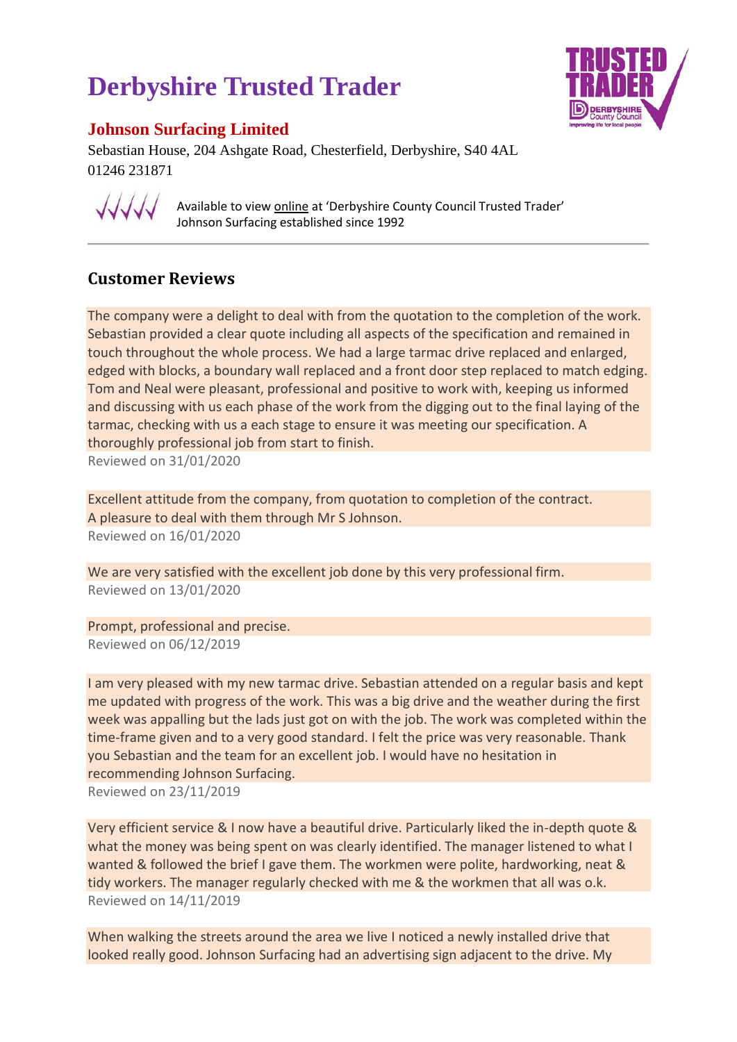# Derbyshire Trusted Trader

## Johnson Surfacing Limited

Sebastian House, 204 Ashgate Road, Chesterfield, Derbyshire, S40 4AL
01246 231871

Available to view online at 'Derbyshire County Council Trusted Trader'
Johnson Surfacing established since 1992

---

## Customer Reviews

The company were a delight to deal with from the quotation to the completion of the work. Sebastian provided a clear quote including all aspects of the specification and remained in touch throughout the whole process. We had a large tarmac drive replaced and enlarged, edged with blocks, a boundary wall replaced and a front door step replaced to match edging. Tom and Neal were pleasant, professional and positive to work with, keeping us informed and discussing with us each phase of the work from the digging out to the final laying of the tarmac, checking with us a each stage to ensure it was meeting our specification. A thoroughly professional job from start to finish.
Reviewed on 31/01/2020

Excellent attitude from the company, from quotation to completion of the contract. A pleasure to deal with them through Mr S Johnson.
Reviewed on 16/01/2020

We are very satisfied with the excellent job done by this very professional firm.
Reviewed on 13/01/2020

Prompt, professional and precise.
Reviewed on 06/12/2019

I am very pleased with my new tarmac drive. Sebastian attended on a regular basis and kept me updated with progress of the work. This was a big drive and the weather during the first week was appalling but the lads just got on with the job. The work was completed within the time-frame given and to a very good standard. I felt the price was very reasonable. Thank you Sebastian and the team for an excellent job. I would have no hesitation in recommending Johnson Surfacing.
Reviewed on 23/11/2019

Very efficient service & I now have a beautiful drive. Particularly liked the in-depth quote & what the money was being spent on was clearly identified. The manager listened to what I wanted & followed the brief I gave them. The workmen were polite, hardworking, neat & tidy workers. The manager regularly checked with me & the workmen that all was o.k.
Reviewed on 14/11/2019

When walking the streets around the area we live I noticed a newly installed drive that looked really good. Johnson Surfacing had an advertising sign adjacent to the drive. My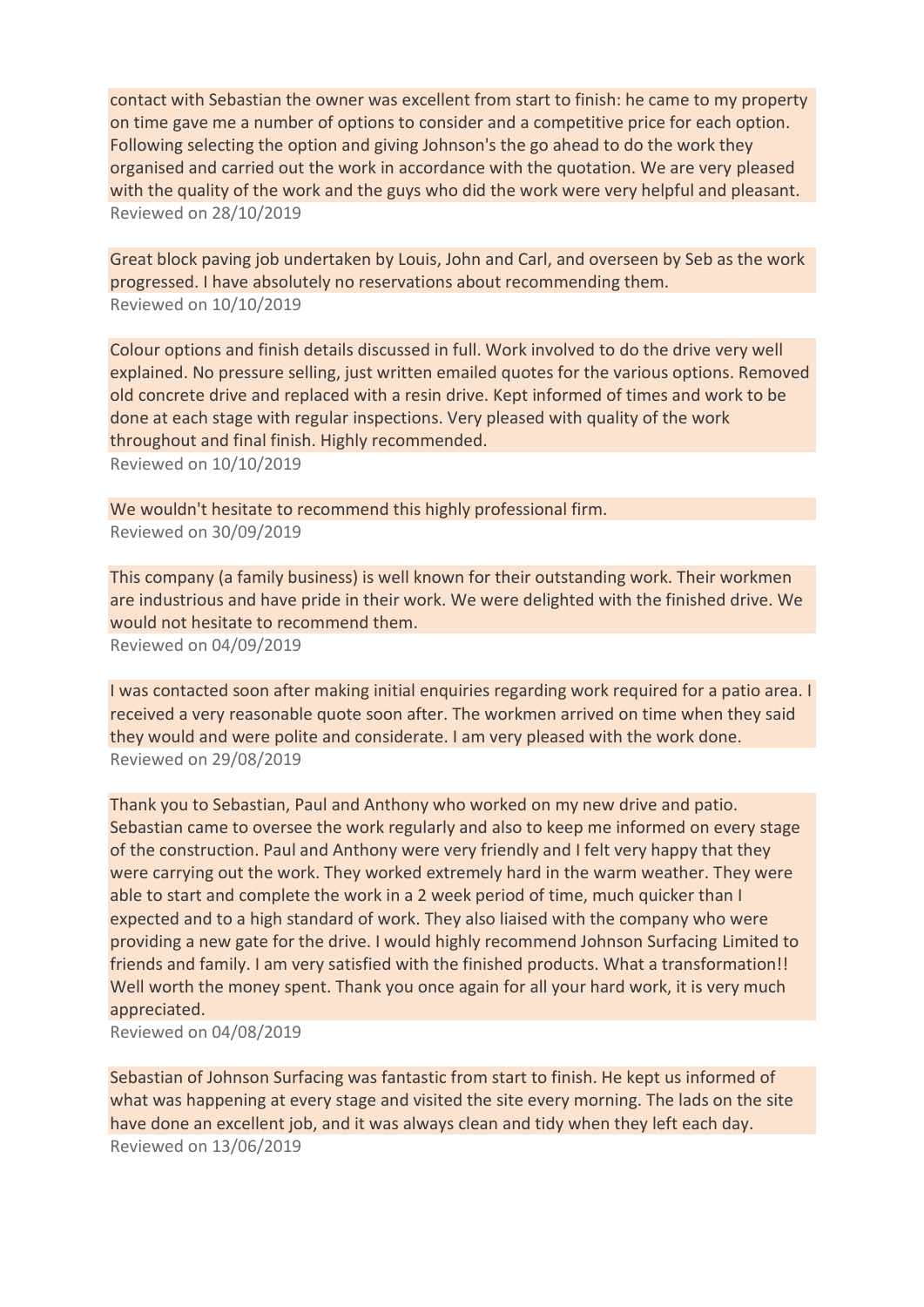contact with Sebastian the owner was excellent from start to finish: he came to my property on time gave me a number of options to consider and a competitive price for each option. Following selecting the option and giving Johnson's the go ahead to do the work they organised and carried out the work in accordance with the quotation. We are very pleased with the quality of the work and the guys who did the work were very helpful and pleasant.
Reviewed on 28/10/2019

Great block paving job undertaken by Louis, John and Carl, and overseen by Seb as the work progressed. I have absolutely no reservations about recommending them.
Reviewed on 10/10/2019

Colour options and finish details discussed in full. Work involved to do the drive very well explained. No pressure selling, just written emailed quotes for the various options. Removed old concrete drive and replaced with a resin drive. Kept informed of times and work to be done at each stage with regular inspections. Very pleased with quality of the work throughout and final finish. Highly recommended.
Reviewed on 10/10/2019

We wouldn't hesitate to recommend this highly professional firm.
Reviewed on 30/09/2019

This company (a family business) is well known for their outstanding work. Their workmen are industrious and have pride in their work. We were delighted with the finished drive. We would not hesitate to recommend them.
Reviewed on 04/09/2019

I was contacted soon after making initial enquiries regarding work required for a patio area. I received a very reasonable quote soon after. The workmen arrived on time when they said they would and were polite and considerate. I am very pleased with the work done.
Reviewed on 29/08/2019

Thank you to Sebastian, Paul and Anthony who worked on my new drive and patio. Sebastian came to oversee the work regularly and also to keep me informed on every stage of the construction. Paul and Anthony were very friendly and I felt very happy that they were carrying out the work. They worked extremely hard in the warm weather. They were able to start and complete the work in a 2 week period of time, much quicker than I expected and to a high standard of work. They also liaised with the company who were providing a new gate for the drive. I would highly recommend Johnson Surfacing Limited to friends and family. I am very satisfied with the finished products. What a transformation!! Well worth the money spent. Thank you once again for all your hard work, it is very much appreciated.
Reviewed on 04/08/2019

Sebastian of Johnson Surfacing was fantastic from start to finish. He kept us informed of what was happening at every stage and visited the site every morning. The lads on the site have done an excellent job, and it was always clean and tidy when they left each day.
Reviewed on 13/06/2019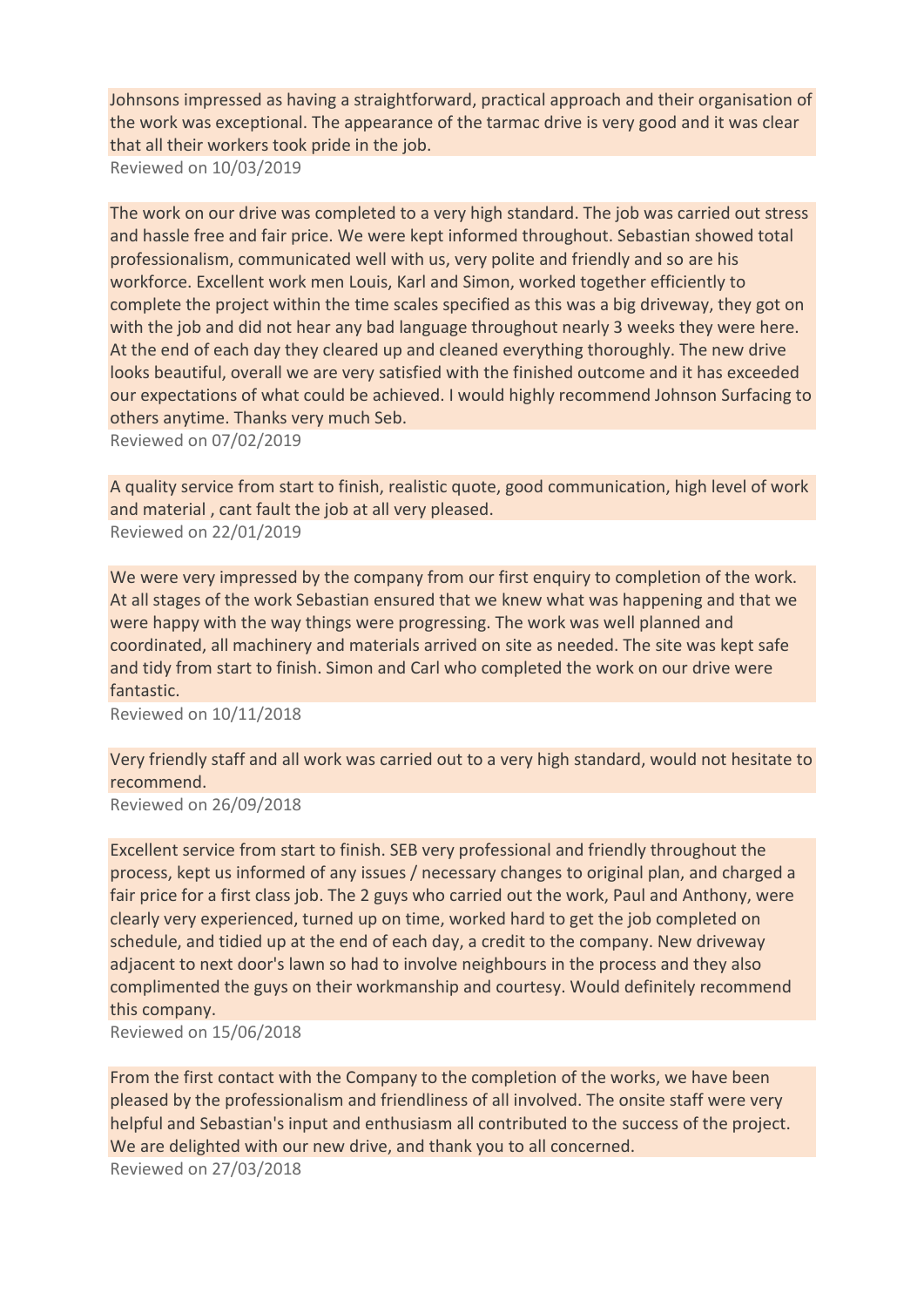Johnsons impressed as having a straightforward, practical approach and their organisation of the work was exceptional. The appearance of the tarmac drive is very good and it was clear that all their workers took pride in the job.

Reviewed on 10/03/2019

The work on our drive was completed to a very high standard. The job was carried out stress and hassle free and fair price. We were kept informed throughout. Sebastian showed total professionalism, communicated well with us, very polite and friendly and so are his workforce. Excellent work men Louis, Karl and Simon, worked together efficiently to complete the project within the time scales specified as this was a big driveway, they got on with the job and did not hear any bad language throughout nearly 3 weeks they were here. At the end of each day they cleared up and cleaned everything thoroughly. The new drive looks beautiful, overall we are very satisfied with the finished outcome and it has exceeded our expectations of what could be achieved. I would highly recommend Johnson Surfacing to others anytime. Thanks very much Seb.

Reviewed on 07/02/2019

A quality service from start to finish, realistic quote, good communication, high level of work and material , cant fault the job at all very pleased.

Reviewed on 22/01/2019

We were very impressed by the company from our first enquiry to completion of the work. At all stages of the work Sebastian ensured that we knew what was happening and that we were happy with the way things were progressing. The work was well planned and coordinated, all machinery and materials arrived on site as needed. The site was kept safe and tidy from start to finish. Simon and Carl who completed the work on our drive were fantastic.

Reviewed on 10/11/2018

Very friendly staff and all work was carried out to a very high standard, would not hesitate to recommend.

Reviewed on 26/09/2018

Excellent service from start to finish. SEB very professional and friendly throughout the process, kept us informed of any issues / necessary changes to original plan, and charged a fair price for a first class job. The 2 guys who carried out the work, Paul and Anthony, were clearly very experienced, turned up on time, worked hard to get the job completed on schedule, and tidied up at the end of each day, a credit to the company. New driveway adjacent to next door's lawn so had to involve neighbours in the process and they also complimented the guys on their workmanship and courtesy. Would definitely recommend this company.

Reviewed on 15/06/2018

From the first contact with the Company to the completion of the works, we have been pleased by the professionalism and friendliness of all involved. The onsite staff were very helpful and Sebastian's input and enthusiasm all contributed to the success of the project. We are delighted with our new drive, and thank you to all concerned.

Reviewed on 27/03/2018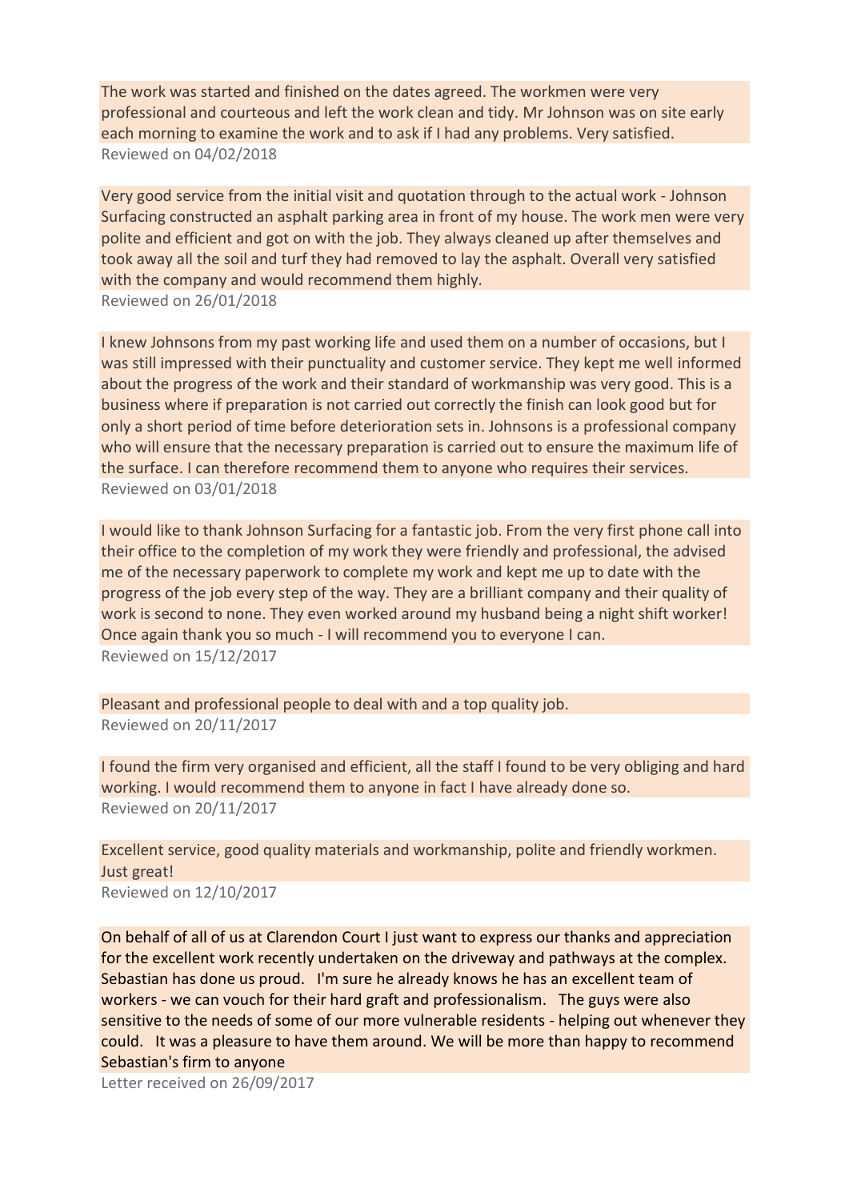The work was started and finished on the dates agreed. The workmen were very professional and courteous and left the work clean and tidy. Mr Johnson was on site early each morning to examine the work and to ask if I had any problems. Very satisfied.

Reviewed on 04/02/2018

Very good service from the initial visit and quotation through to the actual work - Johnson Surfacing constructed an asphalt parking area in front of my house. The work men were very polite and efficient and got on with the job. They always cleaned up after themselves and took away all the soil and turf they had removed to lay the asphalt. Overall very satisfied with the company and would recommend them highly.

Reviewed on 26/01/2018

I knew Johnsons from my past working life and used them on a number of occasions, but I was still impressed with their punctuality and customer service. They kept me well informed about the progress of the work and their standard of workmanship was very good. This is a business where if preparation is not carried out correctly the finish can look good but for only a short period of time before deterioration sets in. Johnsons is a professional company who will ensure that the necessary preparation is carried out to ensure the maximum life of the surface. I can therefore recommend them to anyone who requires their services.

Reviewed on 03/01/2018

I would like to thank Johnson Surfacing for a fantastic job. From the very first phone call into their office to the completion of my work they were friendly and professional, the advised me of the necessary paperwork to complete my work and kept me up to date with the progress of the job every step of the way. They are a brilliant company and their quality of work is second to none. They even worked around my husband being a night shift worker! Once again thank you so much - I will recommend you to everyone I can.

Reviewed on 15/12/2017

Pleasant and professional people to deal with and a top quality job.

Reviewed on 20/11/2017

I found the firm very organised and efficient, all the staff I found to be very obliging and hard working. I would recommend them to anyone in fact I have already done so.

Reviewed on 20/11/2017

Excellent service, good quality materials and workmanship, polite and friendly workmen. Just great!

Reviewed on 12/10/2017

On behalf of all of us at Clarendon Court I just want to express our thanks and appreciation for the excellent work recently undertaken on the driveway and pathways at the complex. Sebastian has done us proud. I'm sure he already knows he has an excellent team of workers - we can vouch for their hard graft and professionalism. The guys were also sensitive to the needs of some of our more vulnerable residents - helping out whenever they could. It was a pleasure to have them around. We will be more than happy to recommend Sebastian's firm to anyone

Letter received on 26/09/2017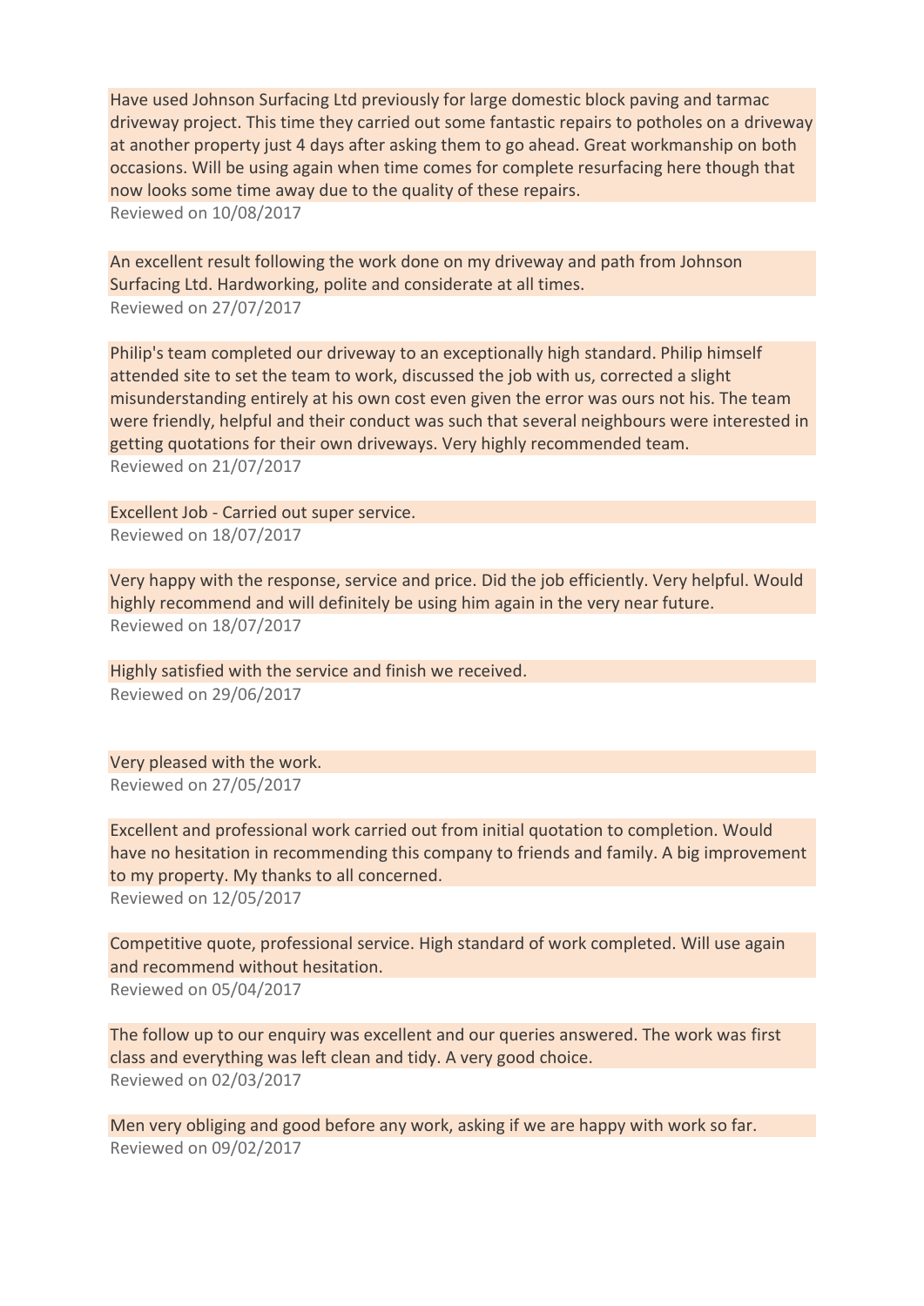Have used Johnson Surfacing Ltd previously for large domestic block paving and tarmac driveway project. This time they carried out some fantastic repairs to potholes on a driveway at another property just 4 days after asking them to go ahead. Great workmanship on both occasions. Will be using again when time comes for complete resurfacing here though that now looks some time away due to the quality of these repairs.

Reviewed on 10/08/2017

An excellent result following the work done on my driveway and path from Johnson Surfacing Ltd. Hardworking, polite and considerate at all times.

Reviewed on 27/07/2017

Philip's team completed our driveway to an exceptionally high standard. Philip himself attended site to set the team to work, discussed the job with us, corrected a slight misunderstanding entirely at his own cost even given the error was ours not his. The team were friendly, helpful and their conduct was such that several neighbours were interested in getting quotations for their own driveways. Very highly recommended team.

Reviewed on 21/07/2017

Excellent Job - Carried out super service.

Reviewed on 18/07/2017

Very happy with the response, service and price. Did the job efficiently. Very helpful. Would highly recommend and will definitely be using him again in the very near future.

Reviewed on 18/07/2017

Highly satisfied with the service and finish we received.

Reviewed on 29/06/2017

Very pleased with the work.

Reviewed on 27/05/2017

Excellent and professional work carried out from initial quotation to completion. Would have no hesitation in recommending this company to friends and family. A big improvement to my property. My thanks to all concerned.

Reviewed on 12/05/2017

Competitive quote, professional service. High standard of work completed. Will use again and recommend without hesitation.

Reviewed on 05/04/2017

The follow up to our enquiry was excellent and our queries answered. The work was first class and everything was left clean and tidy. A very good choice.

Reviewed on 02/03/2017

Men very obliging and good before any work, asking if we are happy with work so far.

Reviewed on 09/02/2017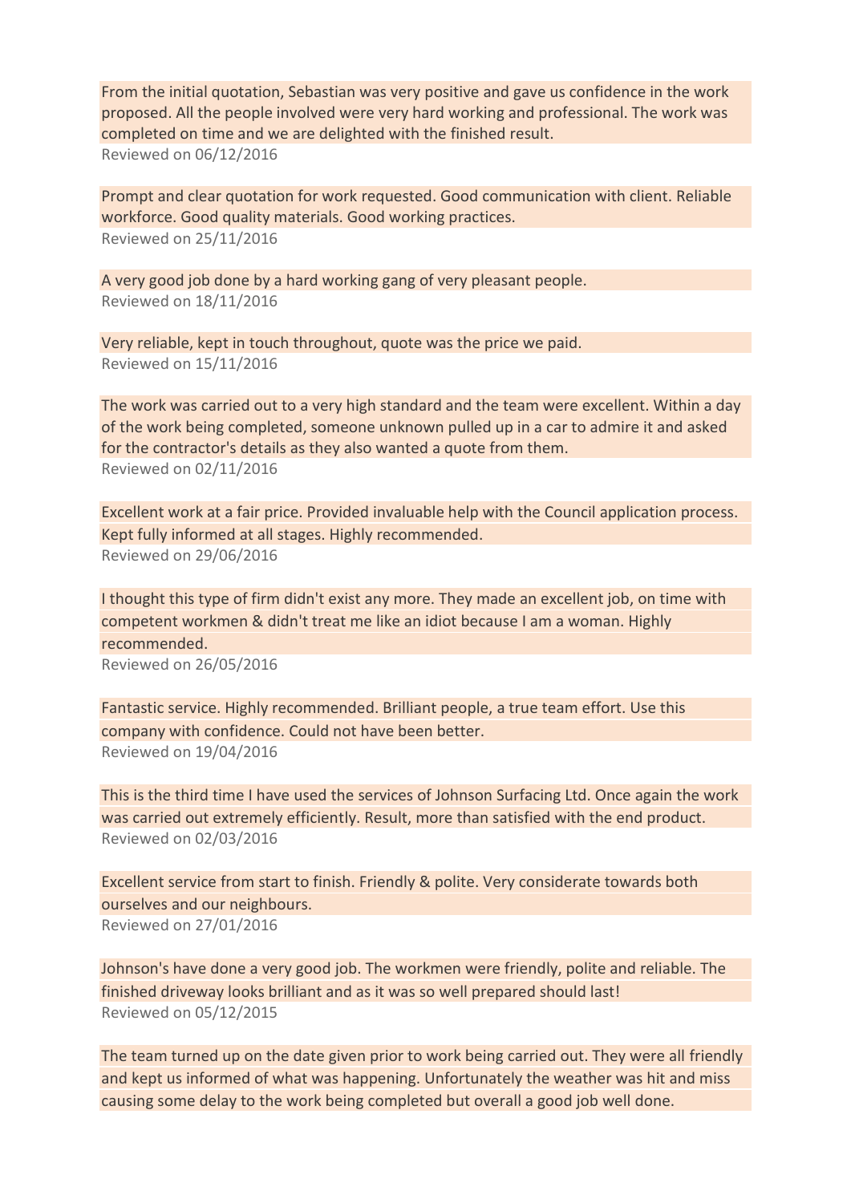From the initial quotation, Sebastian was very positive and gave us confidence in the work proposed. All the people involved were very hard working and professional. The work was completed on time and we are delighted with the finished result.

Reviewed on 06/12/2016

Prompt and clear quotation for work requested. Good communication with client. Reliable workforce. Good quality materials. Good working practices.

Reviewed on 25/11/2016

A very good job done by a hard working gang of very pleasant people.

Reviewed on 18/11/2016

Very reliable, kept in touch throughout, quote was the price we paid.

Reviewed on 15/11/2016

The work was carried out to a very high standard and the team were excellent. Within a day of the work being completed, someone unknown pulled up in a car to admire it and asked for the contractor's details as they also wanted a quote from them.

Reviewed on 02/11/2016

Excellent work at a fair price. Provided invaluable help with the Council application process. Kept fully informed at all stages. Highly recommended.

Reviewed on 29/06/2016

I thought this type of firm didn't exist any more. They made an excellent job, on time with competent workmen & didn't treat me like an idiot because I am a woman. Highly recommended.

Reviewed on 26/05/2016

Fantastic service. Highly recommended. Brilliant people, a true team effort. Use this company with confidence. Could not have been better.

Reviewed on 19/04/2016

This is the third time I have used the services of Johnson Surfacing Ltd. Once again the work was carried out extremely efficiently. Result, more than satisfied with the end product.

Reviewed on 02/03/2016

Excellent service from start to finish. Friendly & polite. Very considerate towards both ourselves and our neighbours.

Reviewed on 27/01/2016

Johnson's have done a very good job. The workmen were friendly, polite and reliable. The finished driveway looks brilliant and as it was so well prepared should last!

Reviewed on 05/12/2015

The team turned up on the date given prior to work being carried out. They were all friendly and kept us informed of what was happening. Unfortunately the weather was hit and miss causing some delay to the work being completed but overall a good job well done.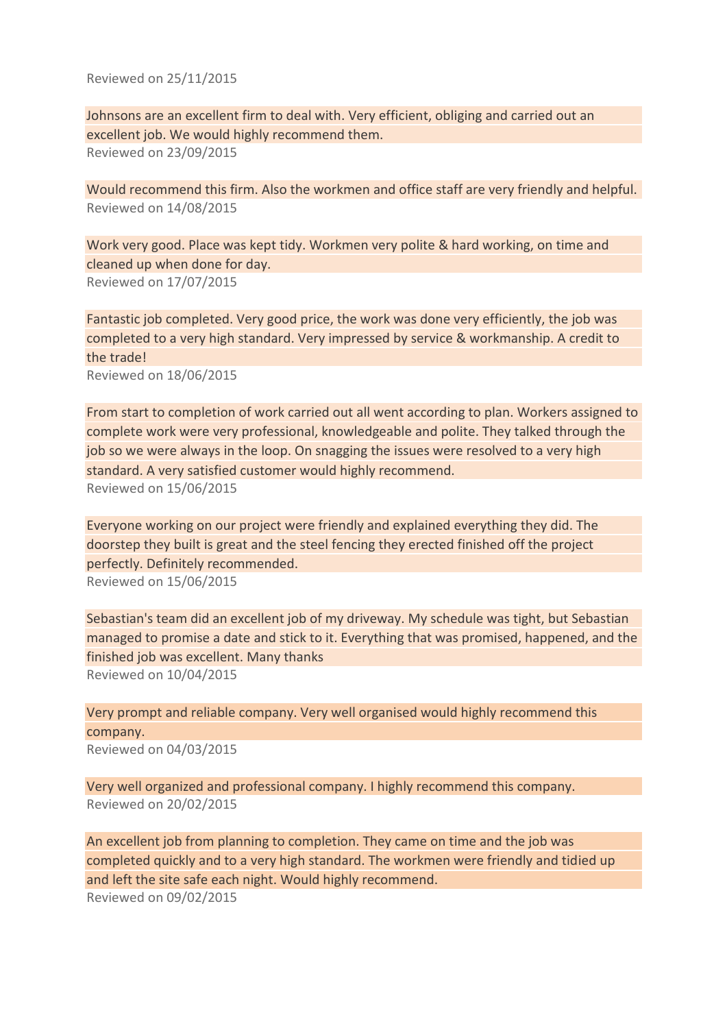Reviewed on 25/11/2015

Johnsons are an excellent firm to deal with. Very efficient, obliging and carried out an excellent job. We would highly recommend them.

Reviewed on 23/09/2015

Would recommend this firm. Also the workmen and office staff are very friendly and helpful.

Reviewed on 14/08/2015

Work very good. Place was kept tidy. Workmen very polite & hard working, on time and cleaned up when done for day.

Reviewed on 17/07/2015

Fantastic job completed. Very good price, the work was done very efficiently, the job was completed to a very high standard. Very impressed by service & workmanship. A credit to the trade!

Reviewed on 18/06/2015

From start to completion of work carried out all went according to plan. Workers assigned to complete work were very professional, knowledgeable and polite. They talked through the job so we were always in the loop. On snagging the issues were resolved to a very high standard. A very satisfied customer would highly recommend.

Reviewed on 15/06/2015

Everyone working on our project were friendly and explained everything they did. The doorstep they built is great and the steel fencing they erected finished off the project perfectly. Definitely recommended.

Reviewed on 15/06/2015

Sebastian's team did an excellent job of my driveway. My schedule was tight, but Sebastian managed to promise a date and stick to it. Everything that was promised, happened, and the finished job was excellent. Many thanks

Reviewed on 10/04/2015

Very prompt and reliable company. Very well organised would highly recommend this company.

Reviewed on 04/03/2015

Very well organized and professional company. I highly recommend this company.

Reviewed on 20/02/2015

An excellent job from planning to completion. They came on time and the job was completed quickly and to a very high standard. The workmen were friendly and tidied up and left the site safe each night. Would highly recommend.

Reviewed on 09/02/2015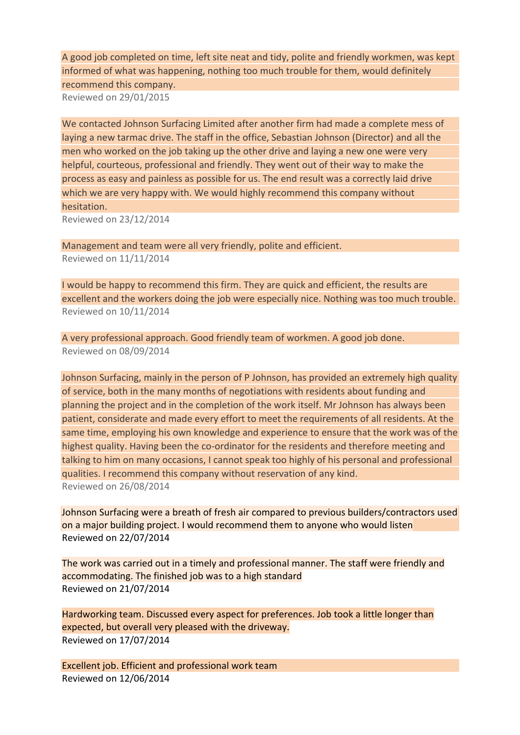A good job completed on time, left site neat and tidy, polite and friendly workmen, was kept informed of what was happening, nothing too much trouble for them, would definitely recommend this company.

Reviewed on 29/01/2015

We contacted Johnson Surfacing Limited after another firm had made a complete mess of laying a new tarmac drive. The staff in the office, Sebastian Johnson (Director) and all the men who worked on the job taking up the other drive and laying a new one were very helpful, courteous, professional and friendly. They went out of their way to make the process as easy and painless as possible for us. The end result was a correctly laid drive which we are very happy with. We would highly recommend this company without hesitation.

Reviewed on 23/12/2014

Management and team were all very friendly, polite and efficient.

Reviewed on 11/11/2014

I would be happy to recommend this firm. They are quick and efficient, the results are excellent and the workers doing the job were especially nice. Nothing was too much trouble.

Reviewed on 10/11/2014

A very professional approach. Good friendly team of workmen. A good job done.

Reviewed on 08/09/2014

Johnson Surfacing, mainly in the person of P Johnson, has provided an extremely high quality of service, both in the many months of negotiations with residents about funding and planning the project and in the completion of the work itself. Mr Johnson has always been patient, considerate and made every effort to meet the requirements of all residents. At the same time, employing his own knowledge and experience to ensure that the work was of the highest quality. Having been the co-ordinator for the residents and therefore meeting and talking to him on many occasions, I cannot speak too highly of his personal and professional qualities. I recommend this company without reservation of any kind.

Reviewed on 26/08/2014

Johnson Surfacing were a breath of fresh air compared to previous builders/contractors used on a major building project. I would recommend them to anyone who would listen

Reviewed on 22/07/2014

The work was carried out in a timely and professional manner. The staff were friendly and accommodating. The finished job was to a high standard

Reviewed on 21/07/2014

Hardworking team. Discussed every aspect for preferences. Job took a little longer than expected, but overall very pleased with the driveway.

Reviewed on 17/07/2014

Excellent job. Efficient and professional work team

Reviewed on 12/06/2014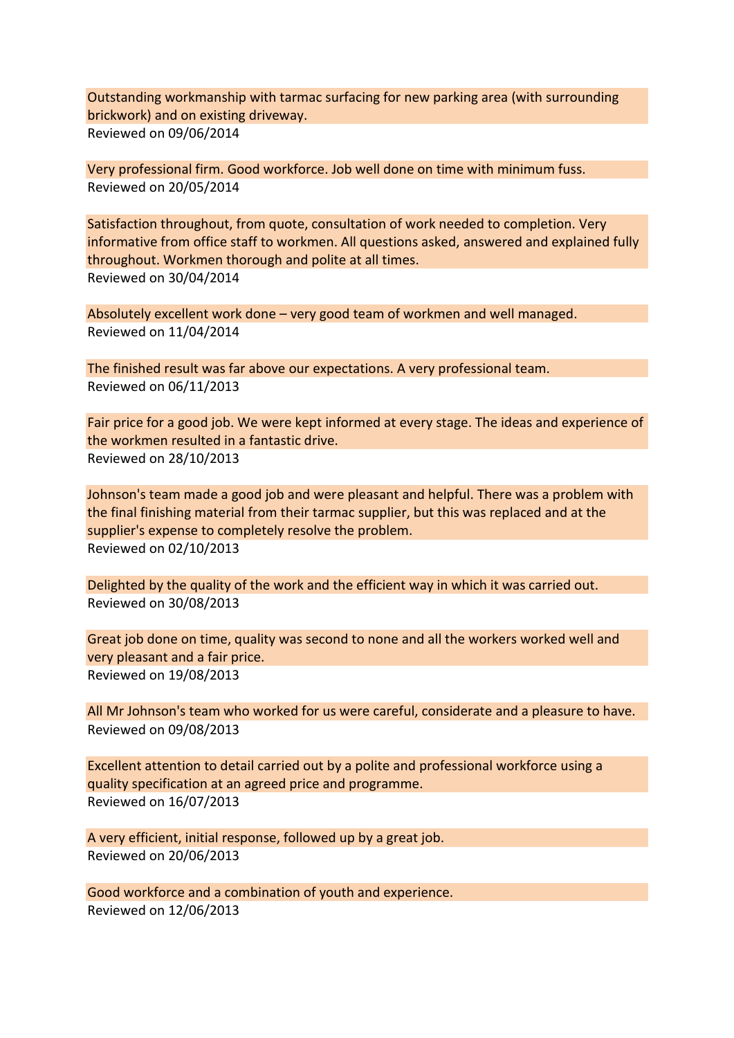Outstanding workmanship with tarmac surfacing for new parking area (with surrounding brickwork) and on existing driveway.
Reviewed on 09/06/2014

Very professional firm. Good workforce. Job well done on time with minimum fuss.
Reviewed on 20/05/2014

Satisfaction throughout, from quote, consultation of work needed to completion. Very informative from office staff to workmen. All questions asked, answered and explained fully throughout. Workmen thorough and polite at all times.
Reviewed on 30/04/2014

Absolutely excellent work done – very good team of workmen and well managed.
Reviewed on 11/04/2014

The finished result was far above our expectations. A very professional team.
Reviewed on 06/11/2013

Fair price for a good job. We were kept informed at every stage. The ideas and experience of the workmen resulted in a fantastic drive.
Reviewed on 28/10/2013

Johnson's team made a good job and were pleasant and helpful. There was a problem with the final finishing material from their tarmac supplier, but this was replaced and at the supplier's expense to completely resolve the problem.
Reviewed on 02/10/2013

Delighted by the quality of the work and the efficient way in which it was carried out.
Reviewed on 30/08/2013

Great job done on time, quality was second to none and all the workers worked well and very pleasant and a fair price.
Reviewed on 19/08/2013

All Mr Johnson's team who worked for us were careful, considerate and a pleasure to have.
Reviewed on 09/08/2013

Excellent attention to detail carried out by a polite and professional workforce using a quality specification at an agreed price and programme.
Reviewed on 16/07/2013

A very efficient, initial response, followed up by a great job.
Reviewed on 20/06/2013

Good workforce and a combination of youth and experience.
Reviewed on 12/06/2013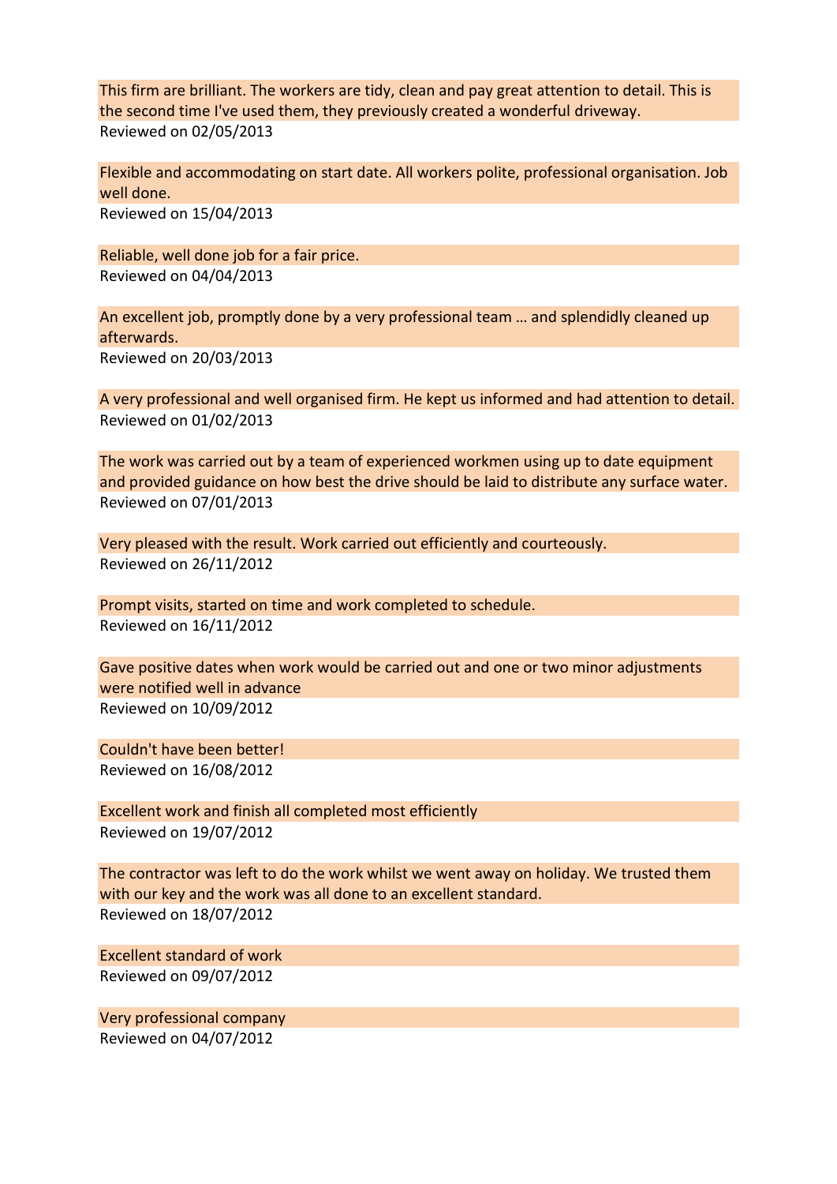This firm are brilliant. The workers are tidy, clean and pay great attention to detail. This is the second time I've used them, they previously created a wonderful driveway.
Reviewed on 02/05/2013

Flexible and accommodating on start date. All workers polite, professional organisation. Job well done.
Reviewed on 15/04/2013

Reliable, well done job for a fair price.
Reviewed on 04/04/2013

An excellent job, promptly done by a very professional team … and splendidly cleaned up afterwards.
Reviewed on 20/03/2013

A very professional and well organised firm. He kept us informed and had attention to detail.
Reviewed on 01/02/2013

The work was carried out by a team of experienced workmen using up to date equipment and provided guidance on how best the drive should be laid to distribute any surface water.
Reviewed on 07/01/2013

Very pleased with the result. Work carried out efficiently and courteously.
Reviewed on 26/11/2012

Prompt visits, started on time and work completed to schedule.
Reviewed on 16/11/2012

Gave positive dates when work would be carried out and one or two minor adjustments were notified well in advance
Reviewed on 10/09/2012

Couldn't have been better!
Reviewed on 16/08/2012

Excellent work and finish all completed most efficiently
Reviewed on 19/07/2012

The contractor was left to do the work whilst we went away on holiday. We trusted them with our key and the work was all done to an excellent standard.
Reviewed on 18/07/2012

Excellent standard of work
Reviewed on 09/07/2012

Very professional company
Reviewed on 04/07/2012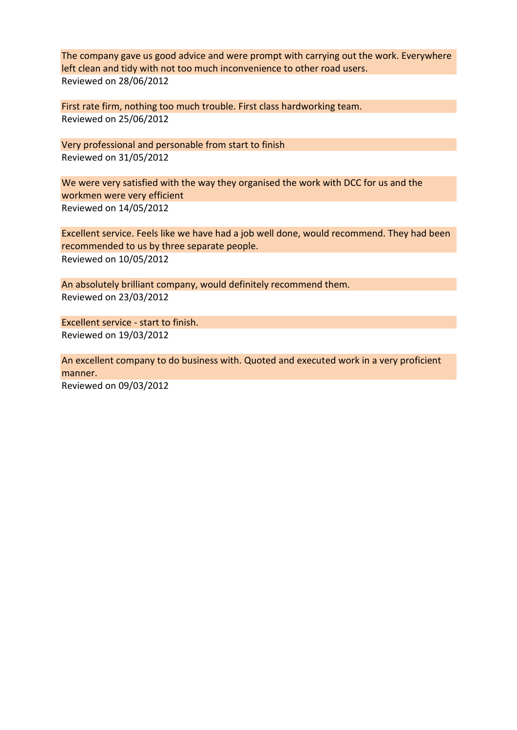The company gave us good advice and were prompt with carrying out the work. Everywhere left clean and tidy with not too much inconvenience to other road users.
Reviewed on 28/06/2012

First rate firm, nothing too much trouble. First class hardworking team.
Reviewed on 25/06/2012

Very professional and personable from start to finish
Reviewed on 31/05/2012

We were very satisfied with the way they organised the work with DCC for us and the workmen were very efficient
Reviewed on 14/05/2012

Excellent service. Feels like we have had a job well done, would recommend. They had been recommended to us by three separate people.
Reviewed on 10/05/2012

An absolutely brilliant company, would definitely recommend them.
Reviewed on 23/03/2012

Excellent service - start to finish.
Reviewed on 19/03/2012

An excellent company to do business with. Quoted and executed work in a very proficient manner.
Reviewed on 09/03/2012